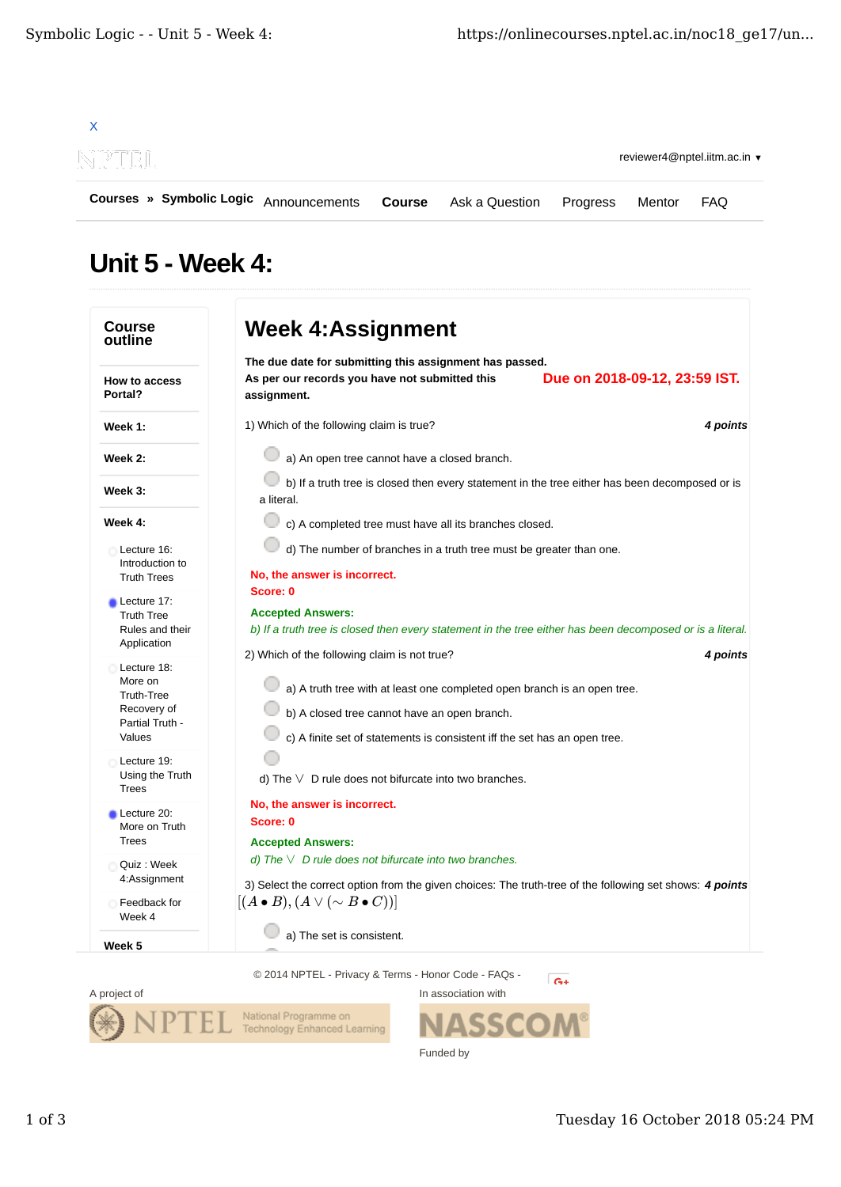X

reviewer4@nptel.iitm.ac.in ▼

**Courses** » **Symbolic Logic** Announcements **Course** Ask a Question Progress Mentor FAQ

# Unit 5 - Week 4:

**Course outline**

**How to access Portal?**

**Week 1:**

**Week 2:**

**Week 3:**

**Week 4:**

- Lecture 16: Introduction to Truth Trees
- Lecture 17: Truth Tree Rules and their Application
- Lecture 18: More on Truth-Tree Recovery of Partial Truth - Values
- Lecture 19: Using the Truth Trees
- Lecture 20: More on Truth Trees
- Quiz : Week 4:Assignment
- Feedback for Week 4

**Week 5**

## Week 4:Assignment

**The due date for submitting this assignment has passed.**
**As per our records you have not submitted this assignment.**

**Due on 2018-09-12, 23:59 IST.**

1) Which of the following claim is true? *4 points*

- a) An open tree cannot have a closed branch.
- b) If a truth tree is closed then every statement in the tree either has been decomposed or is a literal.
- c) A completed tree must have all its branches closed.
- d) The number of branches in a truth tree must be greater than one.

**No, the answer is incorrect.**
**Score: 0**

**Accepted Answers:**
*b) If a truth tree is closed then every statement in the tree either has been decomposed or is a literal.*

2) Which of the following claim is not true? *4 points*

- a) A truth tree with at least one completed open branch is an open tree.
- b) A closed tree cannot have an open branch.
- c) A finite set of statements is consistent iff the set has an open tree.
- d) The $\vee$ D rule does not bifurcate into two branches.

**No, the answer is incorrect.**
**Score: 0**

**Accepted Answers:**
*d) The $\vee$ D rule does not bifurcate into two branches.*

3) Select the correct option from the given choices: The truth-tree of the following set shows: *4 points*
$[(A \bullet B), (A \vee (\sim B \bullet C))]$

- a) The set is consistent.

© 2014 NPTEL - Privacy & Terms - Honor Code - FAQs -

A project of NPTEL National Programme on Technology Enhanced Learning

In association with NASSCOM

Funded by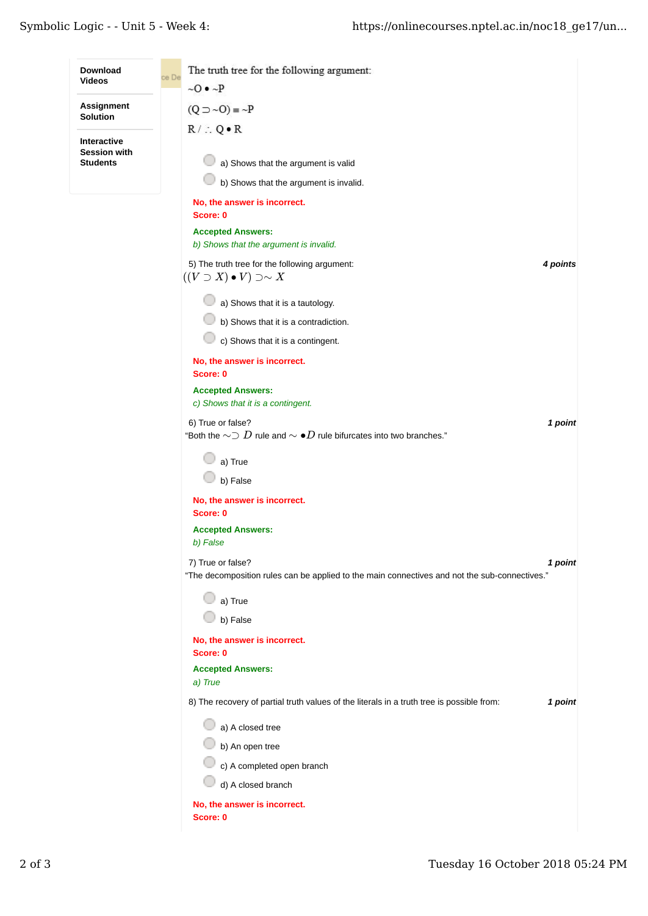The truth tree for the following argument:

~O • ~P

(Q ⊃ ~O) ≡ ~P

R / ∴ Q • R

a) Shows that the argument is valid

b) Shows that the argument is invalid.

**No, the answer is incorrect.**
**Score: 0**

**Accepted Answers:**
*b) Shows that the argument is invalid.*

5) The truth tree for the following argument: **4 points**

$((V \supset X) \bullet V) \supset \sim X$

a) Shows that it is a tautology.

b) Shows that it is a contradiction.

c) Shows that it is a contingent.

**No, the answer is incorrect.**
**Score: 0**

**Accepted Answers:**
*c) Shows that it is a contingent.*

6) True or false? **1 point**

"Both the $\sim\supset D$ rule and $\sim \bullet D$ rule bifurcates into two branches."

a) True

b) False

**No, the answer is incorrect.**
**Score: 0**

**Accepted Answers:**
*b) False*

7) True or false? **1 point**

"The decomposition rules can be applied to the main connectives and not the sub-connectives."

a) True

b) False

**No, the answer is incorrect.**
**Score: 0**

**Accepted Answers:**
*a) True*

8) The recovery of partial truth values of the literals in a truth tree is possible from: **1 point**

a) A closed tree

b) An open tree

c) A completed open branch

d) A closed branch

**No, the answer is incorrect.**
**Score: 0**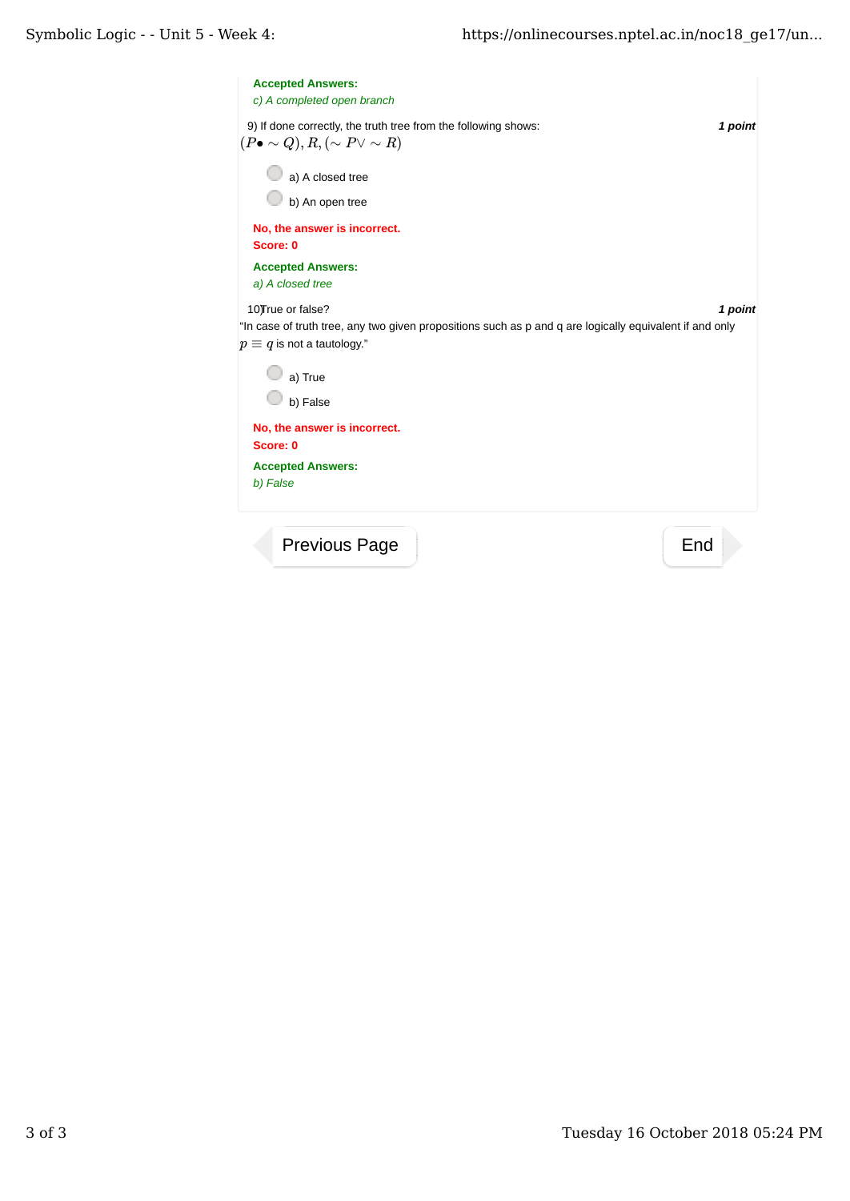**Accepted Answers:**
*c) A completed open branch*

9) If done correctly, the truth tree from the following shows: **1 point**
$(P\bullet \sim Q), R, (\sim P \vee \sim R)$

a) A closed tree

b) An open tree

**No, the answer is incorrect.**
**Score: 0**

**Accepted Answers:**
*a) A closed tree*

10) True or false? **1 point**
"In case of truth tree, any two given propositions such as p and q are logically equivalent if and only $p \equiv q$ is not a tautology."

a) True

b) False

**No, the answer is incorrect.**
**Score: 0**

**Accepted Answers:**
*b) False*

Previous Page

End